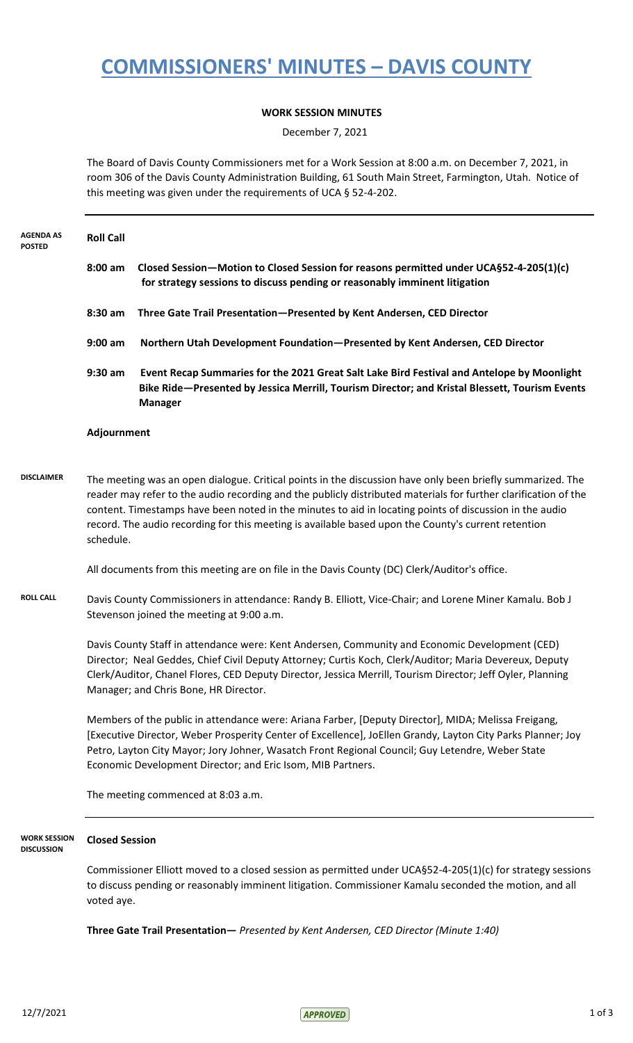# COMMISSIONERS' MINUTES – DAVIS COUNTY

**WORK SESSION MINUTES**

December 7, 2021

The Board of Davis County Commissioners met for a Work Session at 8:00 a.m. on December 7, 2021, in room 306 of the Davis County Administration Building, 61 South Main Street, Farmington, Utah. Notice of this meeting was given under the requirements of UCA § 52-4-202.

---

**AGENDA AS POSTED**

**Roll Call**

**8:00 am Closed Session—Motion to Closed Session for reasons permitted under UCA§52-4-205(1)(c) for strategy sessions to discuss pending or reasonably imminent litigation**

**8:30 am Three Gate Trail Presentation—Presented by Kent Andersen, CED Director**

**9:00 am Northern Utah Development Foundation—Presented by Kent Andersen, CED Director**

**9:30 am Event Recap Summaries for the 2021 Great Salt Lake Bird Festival and Antelope by Moonlight Bike Ride—Presented by Jessica Merrill, Tourism Director; and Kristal Blessett, Tourism Events Manager**

**Adjournment**

**DISCLAIMER**

The meeting was an open dialogue. Critical points in the discussion have only been briefly summarized. The reader may refer to the audio recording and the publicly distributed materials for further clarification of the content. Timestamps have been noted in the minutes to aid in locating points of discussion in the audio record. The audio recording for this meeting is available based upon the County's current retention schedule.

All documents from this meeting are on file in the Davis County (DC) Clerk/Auditor's office.

**ROLL CALL**

Davis County Commissioners in attendance: Randy B. Elliott, Vice-Chair; and Lorene Miner Kamalu. Bob J Stevenson joined the meeting at 9:00 a.m.

Davis County Staff in attendance were: Kent Andersen, Community and Economic Development (CED) Director; Neal Geddes, Chief Civil Deputy Attorney; Curtis Koch, Clerk/Auditor; Maria Devereux, Deputy Clerk/Auditor, Chanel Flores, CED Deputy Director, Jessica Merrill, Tourism Director; Jeff Oyler, Planning Manager; and Chris Bone, HR Director.

Members of the public in attendance were: Ariana Farber, [Deputy Director], MIDA; Melissa Freigang, [Executive Director, Weber Prosperity Center of Excellence], JoEllen Grandy, Layton City Parks Planner; Joy Petro, Layton City Mayor; Jory Johner, Wasatch Front Regional Council; Guy Letendre, Weber State Economic Development Director; and Eric Isom, MIB Partners.

The meeting commenced at 8:03 a.m.

---

**WORK SESSION DISCUSSION**

**Closed Session**

Commissioner Elliott moved to a closed session as permitted under UCA§52-4-205(1)(c) for strategy sessions to discuss pending or reasonably imminent litigation. Commissioner Kamalu seconded the motion, and all voted aye.

**Three Gate Trail Presentation—** *Presented by Kent Andersen, CED Director (Minute 1:40)*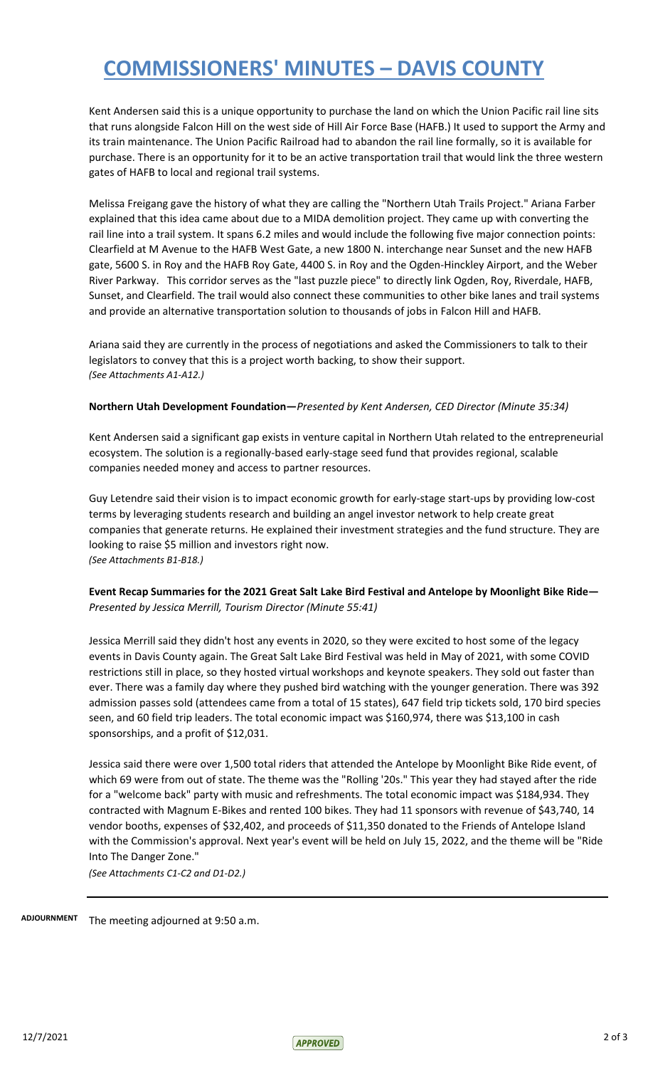Kent Andersen said this is a unique opportunity to purchase the land on which the Union Pacific rail line sits that runs alongside Falcon Hill on the west side of Hill Air Force Base (HAFB.) It used to support the Army and its train maintenance. The Union Pacific Railroad had to abandon the rail line formally, so it is available for purchase. There is an opportunity for it to be an active transportation trail that would link the three western gates of HAFB to local and regional trail systems.

Melissa Freigang gave the history of what they are calling the "Northern Utah Trails Project." Ariana Farber explained that this idea came about due to a MIDA demolition project. They came up with converting the rail line into a trail system. It spans 6.2 miles and would include the following five major connection points: Clearfield at M Avenue to the HAFB West Gate, a new 1800 N. interchange near Sunset and the new HAFB gate, 5600 S. in Roy and the HAFB Roy Gate, 4400 S. in Roy and the Ogden-Hinckley Airport, and the Weber River Parkway. This corridor serves as the "last puzzle piece" to directly link Ogden, Roy, Riverdale, HAFB, Sunset, and Clearfield. The trail would also connect these communities to other bike lanes and trail systems and provide an alternative transportation solution to thousands of jobs in Falcon Hill and HAFB.

Ariana said they are currently in the process of negotiations and asked the Commissioners to talk to their legislators to convey that this is a project worth backing, to show their support.
*(See Attachments A1-A12.)*

**Northern Utah Development Foundation—***Presented by Kent Andersen, CED Director (Minute 35:34)*

Kent Andersen said a significant gap exists in venture capital in Northern Utah related to the entrepreneurial ecosystem. The solution is a regionally-based early-stage seed fund that provides regional, scalable companies needed money and access to partner resources.

Guy Letendre said their vision is to impact economic growth for early-stage start-ups by providing low-cost terms by leveraging students research and building an angel investor network to help create great companies that generate returns. He explained their investment strategies and the fund structure. They are looking to raise $5 million and investors right now.
*(See Attachments B1-B18.)*

**Event Recap Summaries for the 2021 Great Salt Lake Bird Festival and Antelope by Moonlight Bike Ride—** *Presented by Jessica Merrill, Tourism Director (Minute 55:41)*

Jessica Merrill said they didn't host any events in 2020, so they were excited to host some of the legacy events in Davis County again. The Great Salt Lake Bird Festival was held in May of 2021, with some COVID restrictions still in place, so they hosted virtual workshops and keynote speakers. They sold out faster than ever. There was a family day where they pushed bird watching with the younger generation. There was 392 admission passes sold (attendees came from a total of 15 states), 647 field trip tickets sold, 170 bird species seen, and 60 field trip leaders. The total economic impact was $160,974, there was $13,100 in cash sponsorships, and a profit of $12,031.

Jessica said there were over 1,500 total riders that attended the Antelope by Moonlight Bike Ride event, of which 69 were from out of state. The theme was the "Rolling '20s." This year they had stayed after the ride for a "welcome back" party with music and refreshments. The total economic impact was $184,934. They contracted with Magnum E-Bikes and rented 100 bikes. They had 11 sponsors with revenue of $43,740, 14 vendor booths, expenses of $32,402, and proceeds of $11,350 donated to the Friends of Antelope Island with the Commission's approval. Next year's event will be held on July 15, 2022, and the theme will be "Ride Into The Danger Zone."
*(See Attachments C1-C2 and D1-D2.)*

---

**ADJOURNMENT** The meeting adjourned at 9:50 a.m.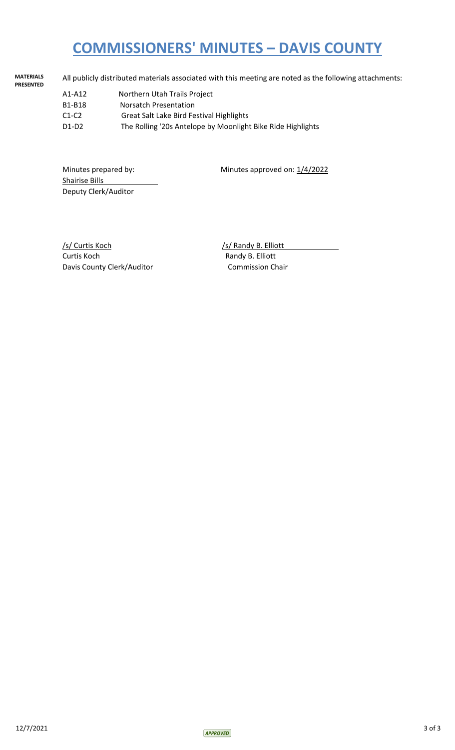# COMMISSIONERS' MINUTES – DAVIS COUNTY

**MATERIALS PRESENTED**

All publicly distributed materials associated with this meeting are noted as the following attachments:

| | |
|---|---|
| A1-A12 | Northern Utah Trails Project |
| B1-B18 | Norsatch Presentation |
| C1-C2 | Great Salt Lake Bird Festival Highlights |
| D1-D2 | The Rolling '20s Antelope by Moonlight Bike Ride Highlights |

Minutes prepared by:
Shairise Bills
Deputy Clerk/Auditor

Minutes approved on: 1/4/2022

/s/ Curtis Koch
Curtis Koch
Davis County Clerk/Auditor

/s/ Randy B. Elliott
Randy B. Elliott
Commission Chair

12/7/2021

APPROVED